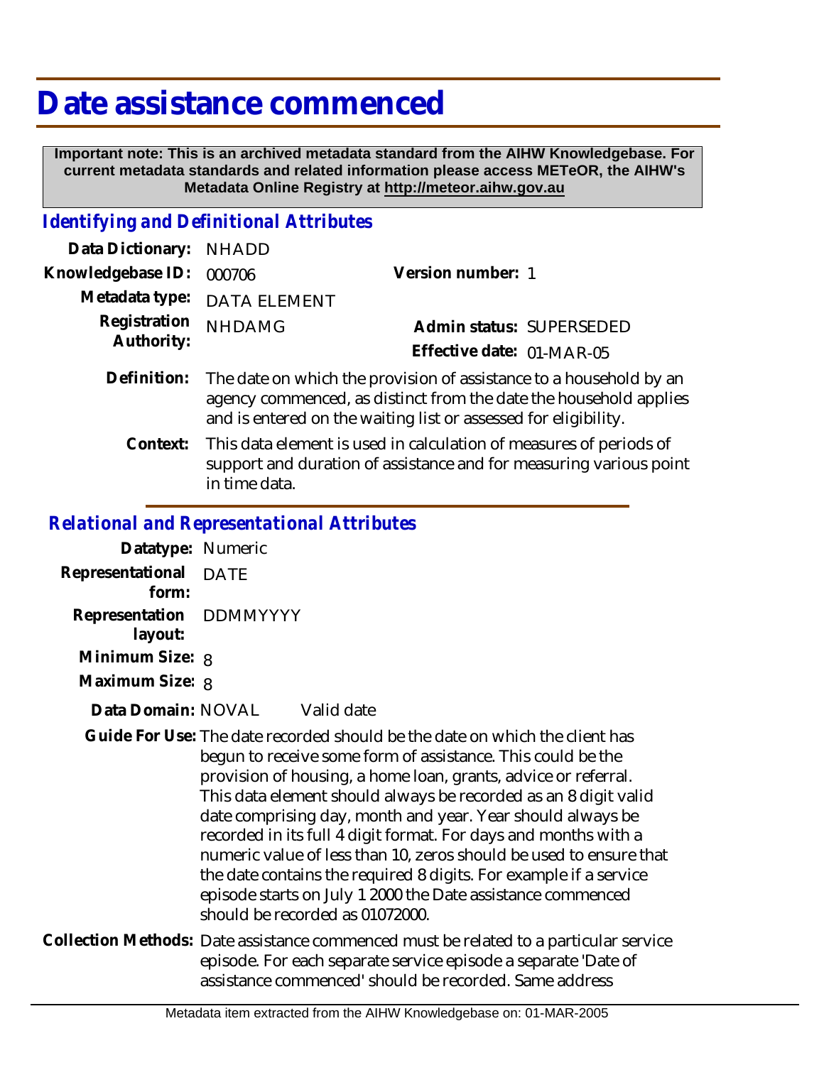# Date assistance commenced

**Important note: This is an archived metadata standard from the AIHW Knowledgebase. For current metadata standards and related information please access METeOR, the AIHW's Metadata Online Registry at http://meteor.aihw.gov.au**

## *Identifying and Definitional Attributes*

**Data Dictionary:** NHADD

**Knowledgebase ID:** 000706

**Version number:** 1

**Metadata type:** DATA ELEMENT

**Registration Authority:** NHDAMG

**Admin status:** SUPERSEDED

**Effective date:** 01-MAR-05

**Definition:** The date on which the provision of assistance to a household by an agency commenced, as distinct from the date the household applies and is entered on the waiting list or assessed for eligibility.

**Context:** This data element is used in calculation of measures of periods of support and duration of assistance and for measuring various point in time data.

## *Relational and Representational Attributes*

**Datatype:** Numeric

**Representational form:** DATE

**Representation layout:** DDMMYYYY

**Minimum Size:** 8

**Maximum Size:** 8

**Data Domain:** NOVAL Valid date

**Guide For Use:** The date recorded should be the date on which the client has begun to receive some form of assistance. This could be the provision of housing, a home loan, grants, advice or referral. This data element should always be recorded as an 8 digit valid date comprising day, month and year. Year should always be recorded in its full 4 digit format. For days and months with a numeric value of less than 10, zeros should be used to ensure that the date contains the required 8 digits. For example if a service episode starts on July 1 2000 the Date assistance commenced should be recorded as 01072000.

**Collection Methods:** Date assistance commenced must be related to a particular service episode. For each separate service episode a separate 'Date of assistance commenced' should be recorded. Same address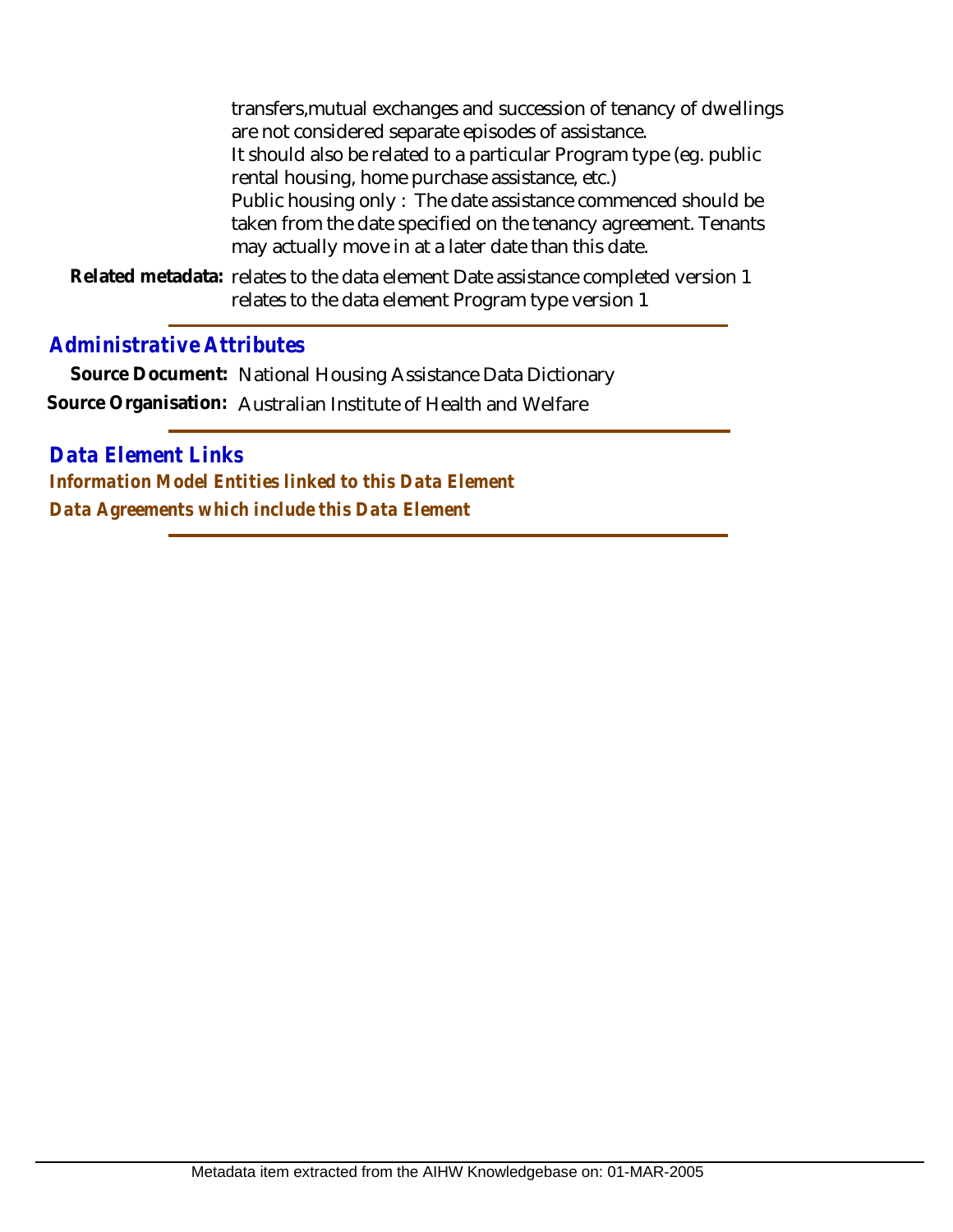transfers,mutual exchanges and succession of tenancy of dwellings are not considered separate episodes of assistance.
It should also be related to a particular Program type (eg. public rental housing, home purchase assistance, etc.)
Public housing only : The date assistance commenced should be taken from the date specified on the tenancy agreement. Tenants may actually move in at a later date than this date.

**Related metadata:** relates to the data element Date assistance completed version 1
relates to the data element Program type version 1

## Administrative Attributes

**Source Document:** National Housing Assistance Data Dictionary

**Source Organisation:** Australian Institute of Health and Welfare

## Data Element Links

***Information Model Entities linked to this Data Element***

***Data Agreements which include this Data Element***

Metadata item extracted from the AIHW Knowledgebase on: 01-MAR-2005